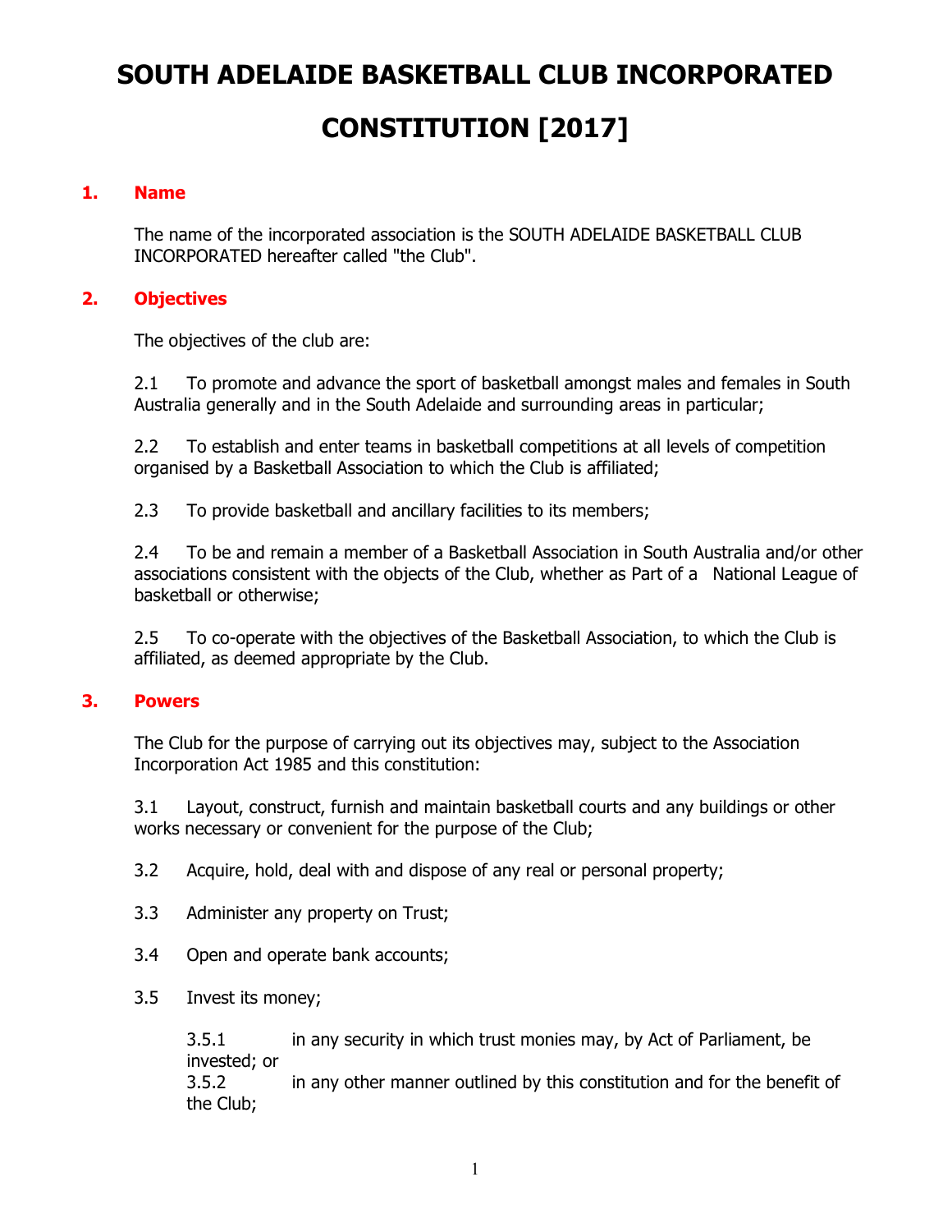# SOUTH ADELAIDE BASKETBALL CLUB INCORPORATED

# CONSTITUTION [2017]

## 1. Name

The name of the incorporated association is the SOUTH ADELAIDE BASKETBALL CLUB INCORPORATED hereafter called "the Club".

## 2. Objectives

The objectives of the club are:

2.1 To promote and advance the sport of basketball amongst males and females in South Australia generally and in the South Adelaide and surrounding areas in particular;

2.2 To establish and enter teams in basketball competitions at all levels of competition organised by a Basketball Association to which the Club is affiliated;

2.3 To provide basketball and ancillary facilities to its members;

2.4 To be and remain a member of a Basketball Association in South Australia and/or other associations consistent with the objects of the Club, whether as Part of a National League of basketball or otherwise;

2.5 To co-operate with the objectives of the Basketball Association, to which the Club is affiliated, as deemed appropriate by the Club.

## 3. Powers

The Club for the purpose of carrying out its objectives may, subject to the Association Incorporation Act 1985 and this constitution:

3.1 Layout, construct, furnish and maintain basketball courts and any buildings or other works necessary or convenient for the purpose of the Club;

3.2 Acquire, hold, deal with and dispose of any real or personal property;

3.3 Administer any property on Trust;

3.4 Open and operate bank accounts;

3.5 Invest its money;

3.5.1 in any security in which trust monies may, by Act of Parliament, be invested; or
3.5.2 in any other manner outlined by this constitution and for the benefit of the Club;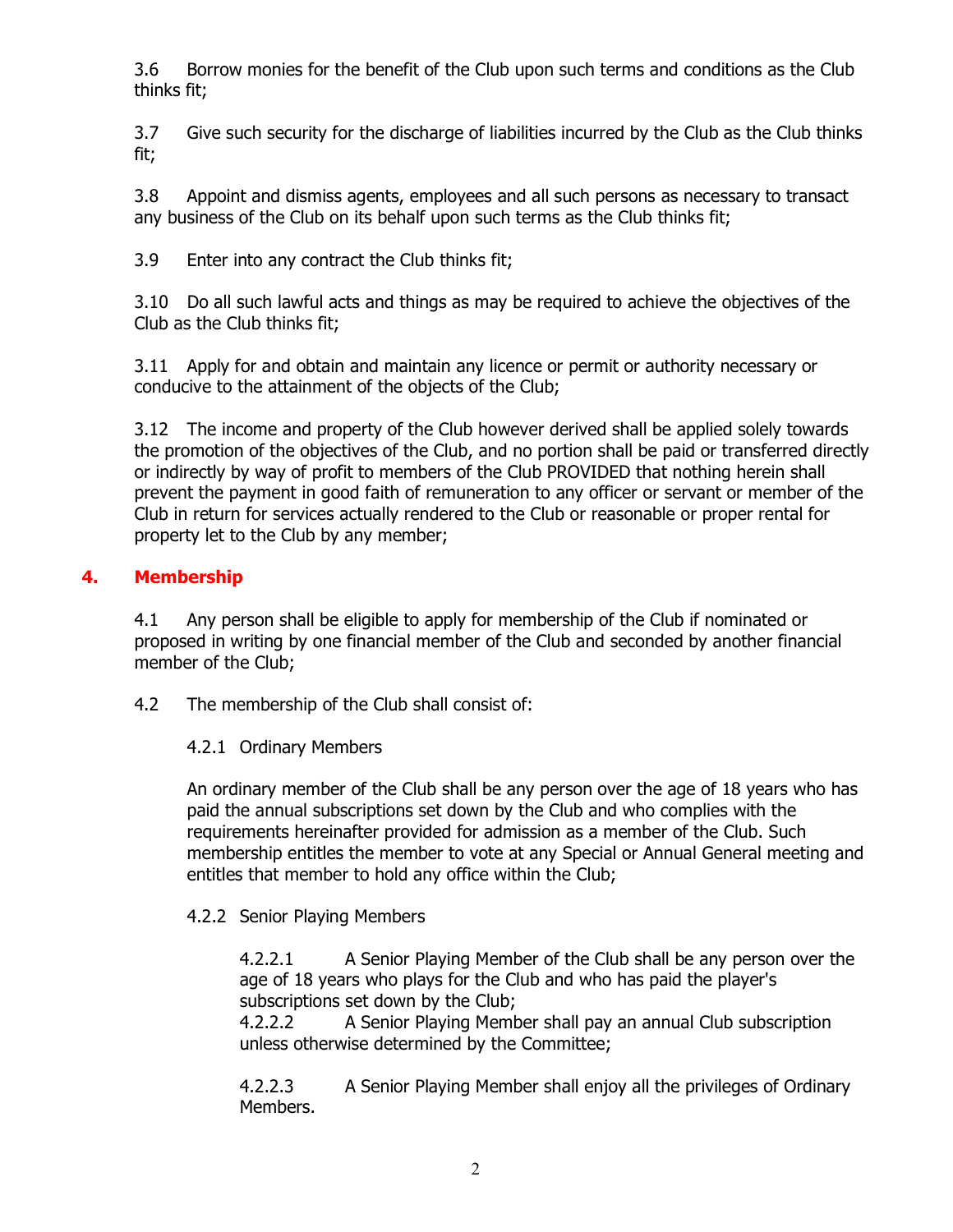3.6 Borrow monies for the benefit of the Club upon such terms and conditions as the Club thinks fit;

3.7 Give such security for the discharge of liabilities incurred by the Club as the Club thinks fit;

3.8 Appoint and dismiss agents, employees and all such persons as necessary to transact any business of the Club on its behalf upon such terms as the Club thinks fit;

3.9 Enter into any contract the Club thinks fit;

3.10 Do all such lawful acts and things as may be required to achieve the objectives of the Club as the Club thinks fit;

3.11 Apply for and obtain and maintain any licence or permit or authority necessary or conducive to the attainment of the objects of the Club;

3.12 The income and property of the Club however derived shall be applied solely towards the promotion of the objectives of the Club, and no portion shall be paid or transferred directly or indirectly by way of profit to members of the Club PROVIDED that nothing herein shall prevent the payment in good faith of remuneration to any officer or servant or member of the Club in return for services actually rendered to the Club or reasonable or proper rental for property let to the Club by any member;

## 4. Membership

4.1 Any person shall be eligible to apply for membership of the Club if nominated or proposed in writing by one financial member of the Club and seconded by another financial member of the Club;

4.2 The membership of the Club shall consist of:

4.2.1 Ordinary Members

An ordinary member of the Club shall be any person over the age of 18 years who has paid the annual subscriptions set down by the Club and who complies with the requirements hereinafter provided for admission as a member of the Club. Such membership entitles the member to vote at any Special or Annual General meeting and entitles that member to hold any office within the Club;

4.2.2 Senior Playing Members

4.2.2.1 A Senior Playing Member of the Club shall be any person over the age of 18 years who plays for the Club and who has paid the player's subscriptions set down by the Club;

4.2.2.2 A Senior Playing Member shall pay an annual Club subscription unless otherwise determined by the Committee;

4.2.2.3 A Senior Playing Member shall enjoy all the privileges of Ordinary Members.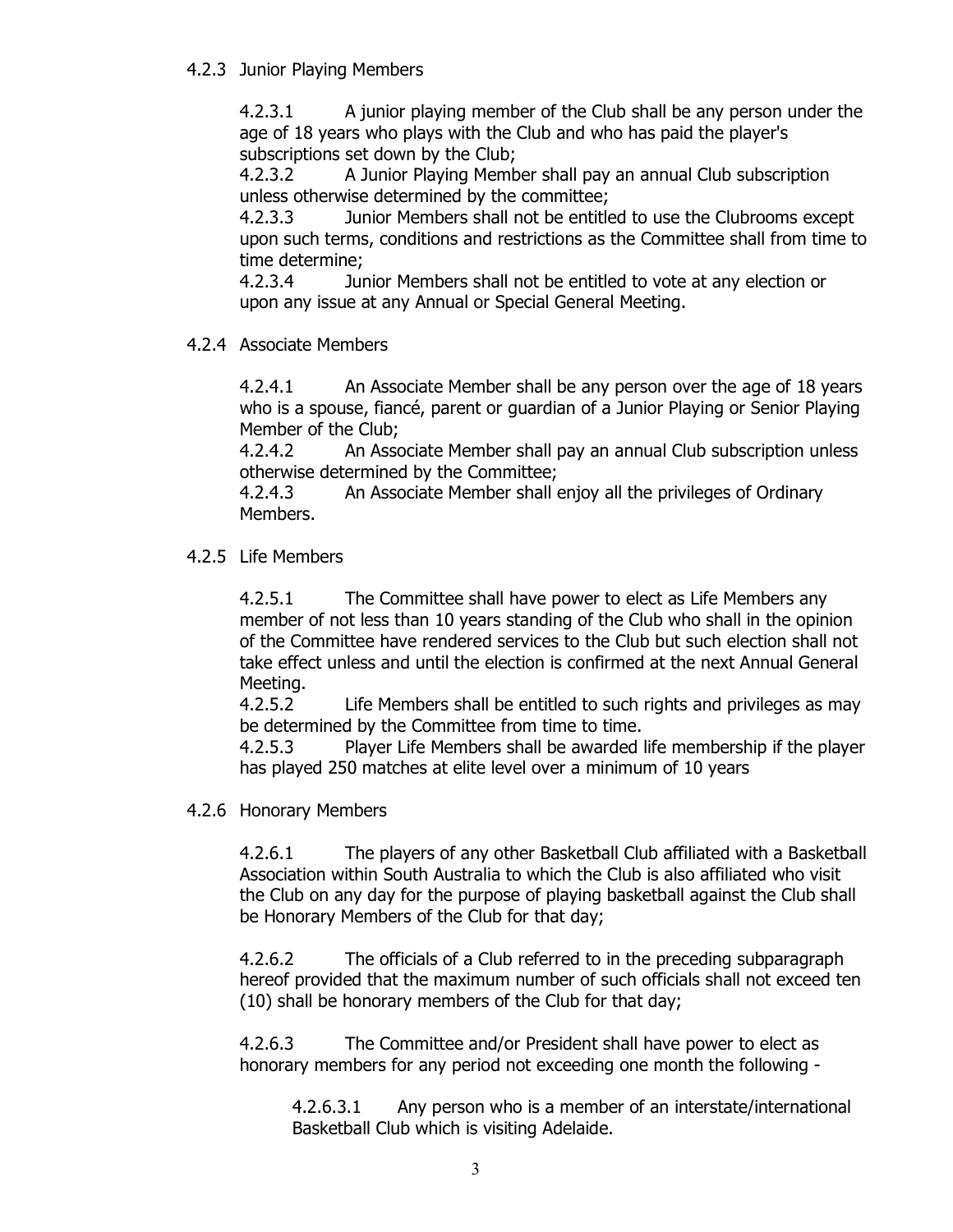#### 4.2.3 Junior Playing Members

4.2.3.1 A junior playing member of the Club shall be any person under the age of 18 years who plays with the Club and who has paid the player's subscriptions set down by the Club;

4.2.3.2 A Junior Playing Member shall pay an annual Club subscription unless otherwise determined by the committee;

4.2.3.3 Junior Members shall not be entitled to use the Clubrooms except upon such terms, conditions and restrictions as the Committee shall from time to time determine;

4.2.3.4 Junior Members shall not be entitled to vote at any election or upon any issue at any Annual or Special General Meeting.

#### 4.2.4 Associate Members

4.2.4.1 An Associate Member shall be any person over the age of 18 years who is a spouse, fiancé, parent or guardian of a Junior Playing or Senior Playing Member of the Club;

4.2.4.2 An Associate Member shall pay an annual Club subscription unless otherwise determined by the Committee;

4.2.4.3 An Associate Member shall enjoy all the privileges of Ordinary Members.

#### 4.2.5 Life Members

4.2.5.1 The Committee shall have power to elect as Life Members any member of not less than 10 years standing of the Club who shall in the opinion of the Committee have rendered services to the Club but such election shall not take effect unless and until the election is confirmed at the next Annual General Meeting.

4.2.5.2 Life Members shall be entitled to such rights and privileges as may be determined by the Committee from time to time.

4.2.5.3 Player Life Members shall be awarded life membership if the player has played 250 matches at elite level over a minimum of 10 years

#### 4.2.6 Honorary Members

4.2.6.1 The players of any other Basketball Club affiliated with a Basketball Association within South Australia to which the Club is also affiliated who visit the Club on any day for the purpose of playing basketball against the Club shall be Honorary Members of the Club for that day;

4.2.6.2 The officials of a Club referred to in the preceding subparagraph hereof provided that the maximum number of such officials shall not exceed ten (10) shall be honorary members of the Club for that day;

4.2.6.3 The Committee and/or President shall have power to elect as honorary members for any period not exceeding one month the following -

4.2.6.3.1 Any person who is a member of an interstate/international Basketball Club which is visiting Adelaide.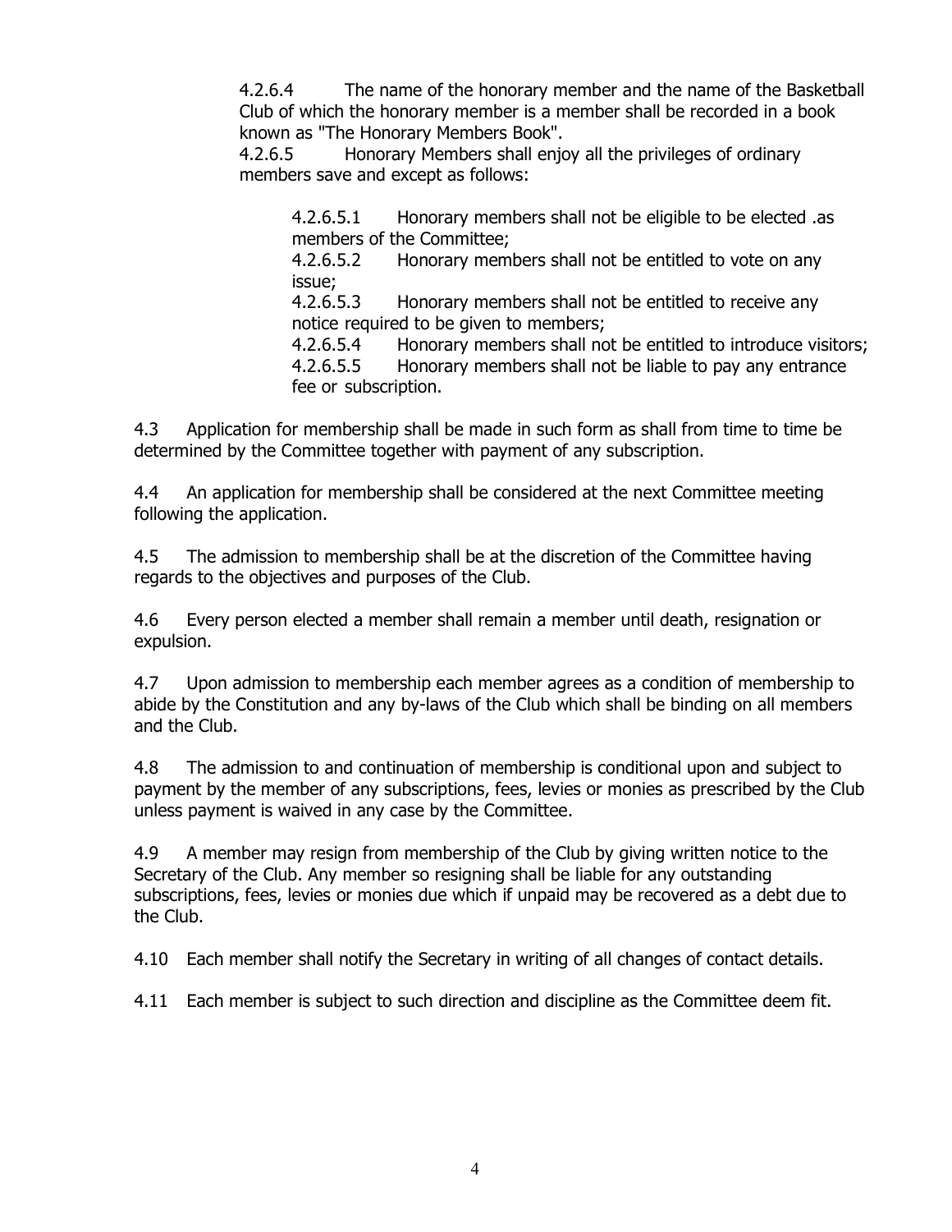4.2.6.4 The name of the honorary member and the name of the Basketball Club of which the honorary member is a member shall be recorded in a book known as "The Honorary Members Book".

4.2.6.5 Honorary Members shall enjoy all the privileges of ordinary members save and except as follows:

4.2.6.5.1 Honorary members shall not be eligible to be elected .as members of the Committee;

4.2.6.5.2 Honorary members shall not be entitled to vote on any issue;

4.2.6.5.3 Honorary members shall not be entitled to receive any notice required to be given to members;

4.2.6.5.4 Honorary members shall not be entitled to introduce visitors;

4.2.6.5.5 Honorary members shall not be liable to pay any entrance fee or subscription.

4.3 Application for membership shall be made in such form as shall from time to time be determined by the Committee together with payment of any subscription.

4.4 An application for membership shall be considered at the next Committee meeting following the application.

4.5 The admission to membership shall be at the discretion of the Committee having regards to the objectives and purposes of the Club.

4.6 Every person elected a member shall remain a member until death, resignation or expulsion.

4.7 Upon admission to membership each member agrees as a condition of membership to abide by the Constitution and any by-laws of the Club which shall be binding on all members and the Club.

4.8 The admission to and continuation of membership is conditional upon and subject to payment by the member of any subscriptions, fees, levies or monies as prescribed by the Club unless payment is waived in any case by the Committee.

4.9 A member may resign from membership of the Club by giving written notice to the Secretary of the Club. Any member so resigning shall be liable for any outstanding subscriptions, fees, levies or monies due which if unpaid may be recovered as a debt due to the Club.

4.10 Each member shall notify the Secretary in writing of all changes of contact details.

4.11 Each member is subject to such direction and discipline as the Committee deem fit.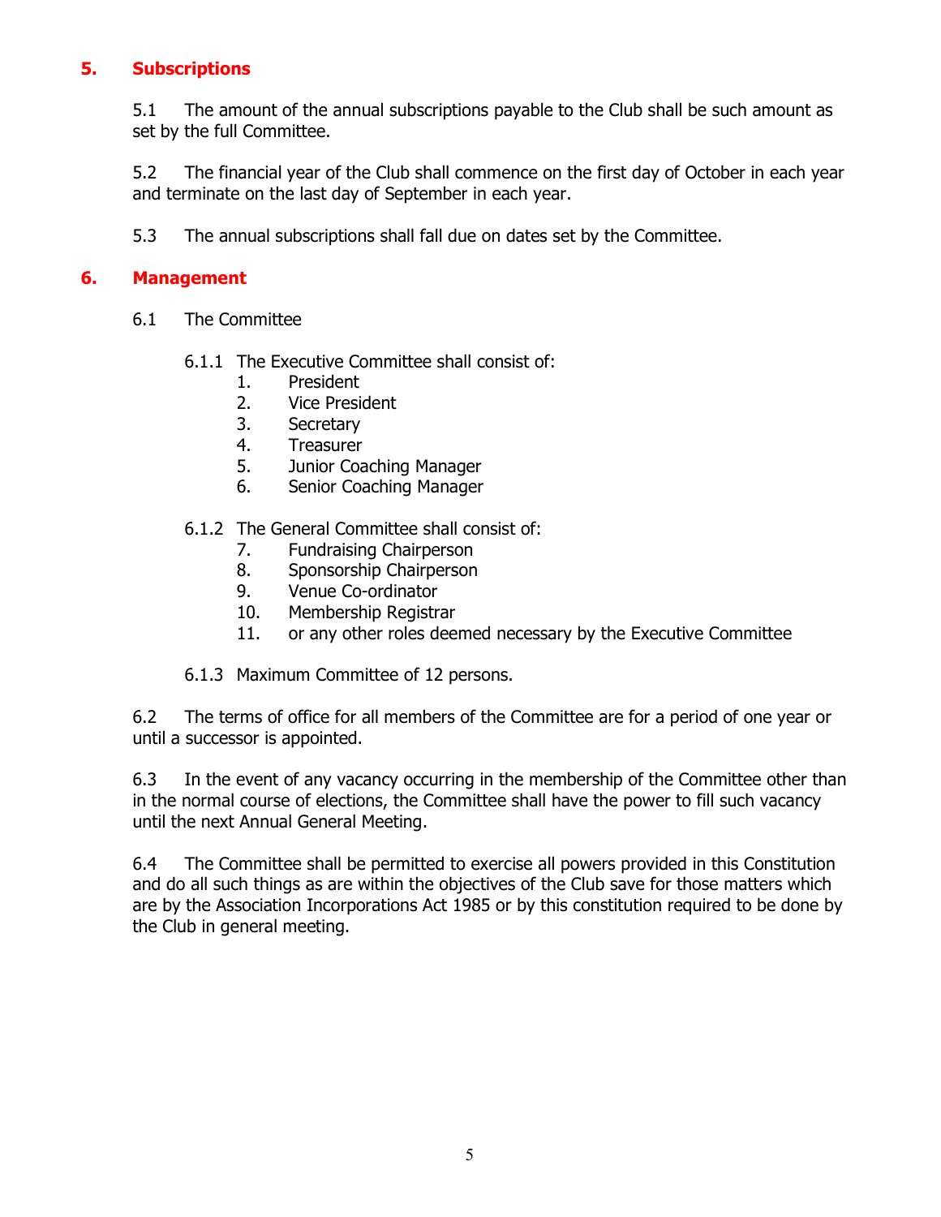## 5. Subscriptions

5.1 The amount of the annual subscriptions payable to the Club shall be such amount as set by the full Committee.

5.2 The financial year of the Club shall commence on the first day of October in each year and terminate on the last day of September in each year.

5.3 The annual subscriptions shall fall due on dates set by the Committee.

## 6. Management

6.1 The Committee

6.1.1 The Executive Committee shall consist of:

1. President
2. Vice President
3. Secretary
4. Treasurer
5. Junior Coaching Manager
6. Senior Coaching Manager

6.1.2 The General Committee shall consist of:

7. Fundraising Chairperson
8. Sponsorship Chairperson
9. Venue Co-ordinator
10. Membership Registrar
11. or any other roles deemed necessary by the Executive Committee

6.1.3 Maximum Committee of 12 persons.

6.2 The terms of office for all members of the Committee are for a period of one year or until a successor is appointed.

6.3 In the event of any vacancy occurring in the membership of the Committee other than in the normal course of elections, the Committee shall have the power to fill such vacancy until the next Annual General Meeting.

6.4 The Committee shall be permitted to exercise all powers provided in this Constitution and do all such things as are within the objectives of the Club save for those matters which are by the Association Incorporations Act 1985 or by this constitution required to be done by the Club in general meeting.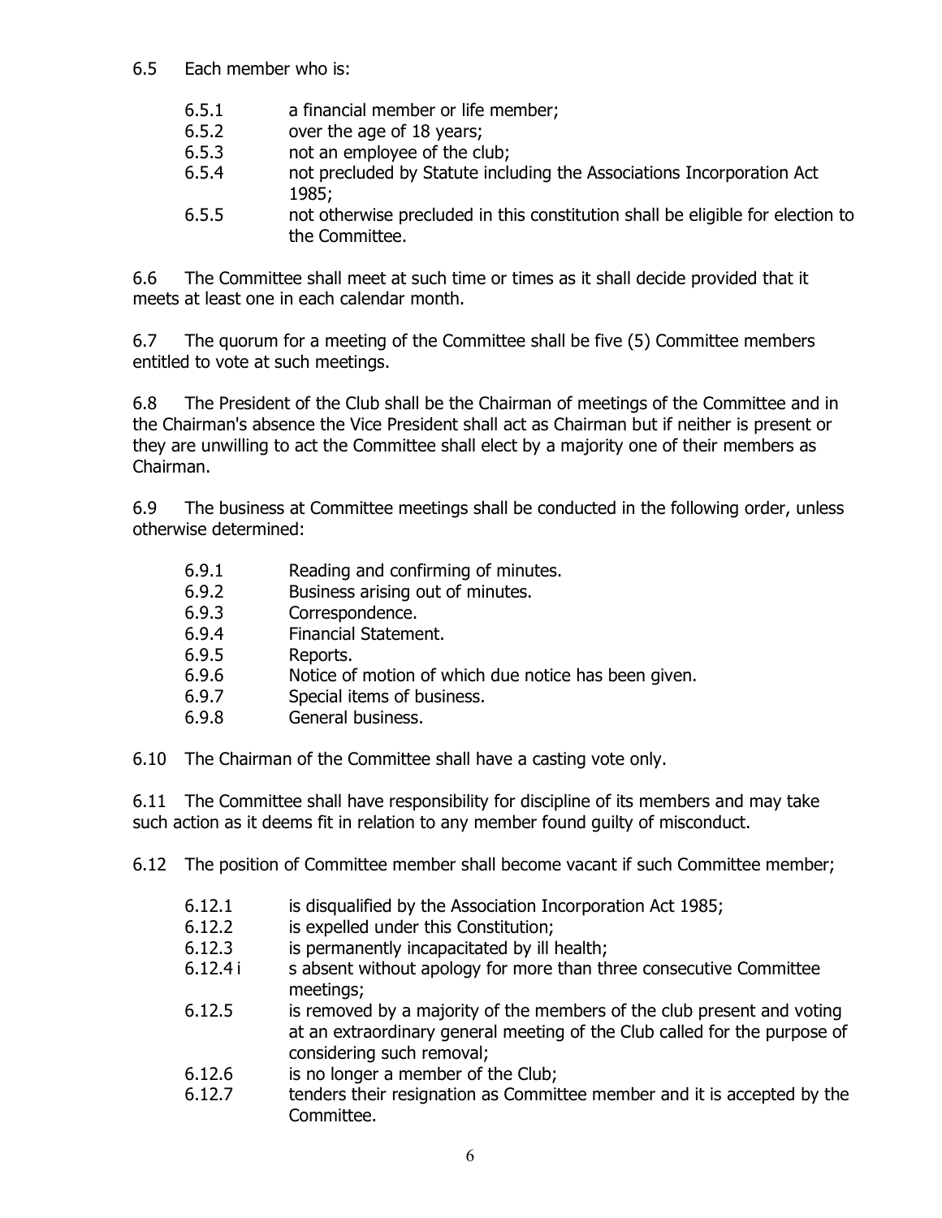6.5 Each member who is:

6.5.1 a financial member or life member;
6.5.2 over the age of 18 years;
6.5.3 not an employee of the club;
6.5.4 not precluded by Statute including the Associations Incorporation Act 1985;
6.5.5 not otherwise precluded in this constitution shall be eligible for election to the Committee.

6.6 The Committee shall meet at such time or times as it shall decide provided that it meets at least one in each calendar month.

6.7 The quorum for a meeting of the Committee shall be five (5) Committee members entitled to vote at such meetings.

6.8 The President of the Club shall be the Chairman of meetings of the Committee and in the Chairman's absence the Vice President shall act as Chairman but if neither is present or they are unwilling to act the Committee shall elect by a majority one of their members as Chairman.

6.9 The business at Committee meetings shall be conducted in the following order, unless otherwise determined:

6.9.1 Reading and confirming of minutes.
6.9.2 Business arising out of minutes.
6.9.3 Correspondence.
6.9.4 Financial Statement.
6.9.5 Reports.
6.9.6 Notice of motion of which due notice has been given.
6.9.7 Special items of business.
6.9.8 General business.

6.10 The Chairman of the Committee shall have a casting vote only.

6.11 The Committee shall have responsibility for discipline of its members and may take such action as it deems fit in relation to any member found guilty of misconduct.

6.12 The position of Committee member shall become vacant if such Committee member;

6.12.1 is disqualified by the Association Incorporation Act 1985;
6.12.2 is expelled under this Constitution;
6.12.3 is permanently incapacitated by ill health;
6.12.4 i s absent without apology for more than three consecutive Committee meetings;
6.12.5 is removed by a majority of the members of the club present and voting at an extraordinary general meeting of the Club called for the purpose of considering such removal;
6.12.6 is no longer a member of the Club;
6.12.7 tenders their resignation as Committee member and it is accepted by the Committee.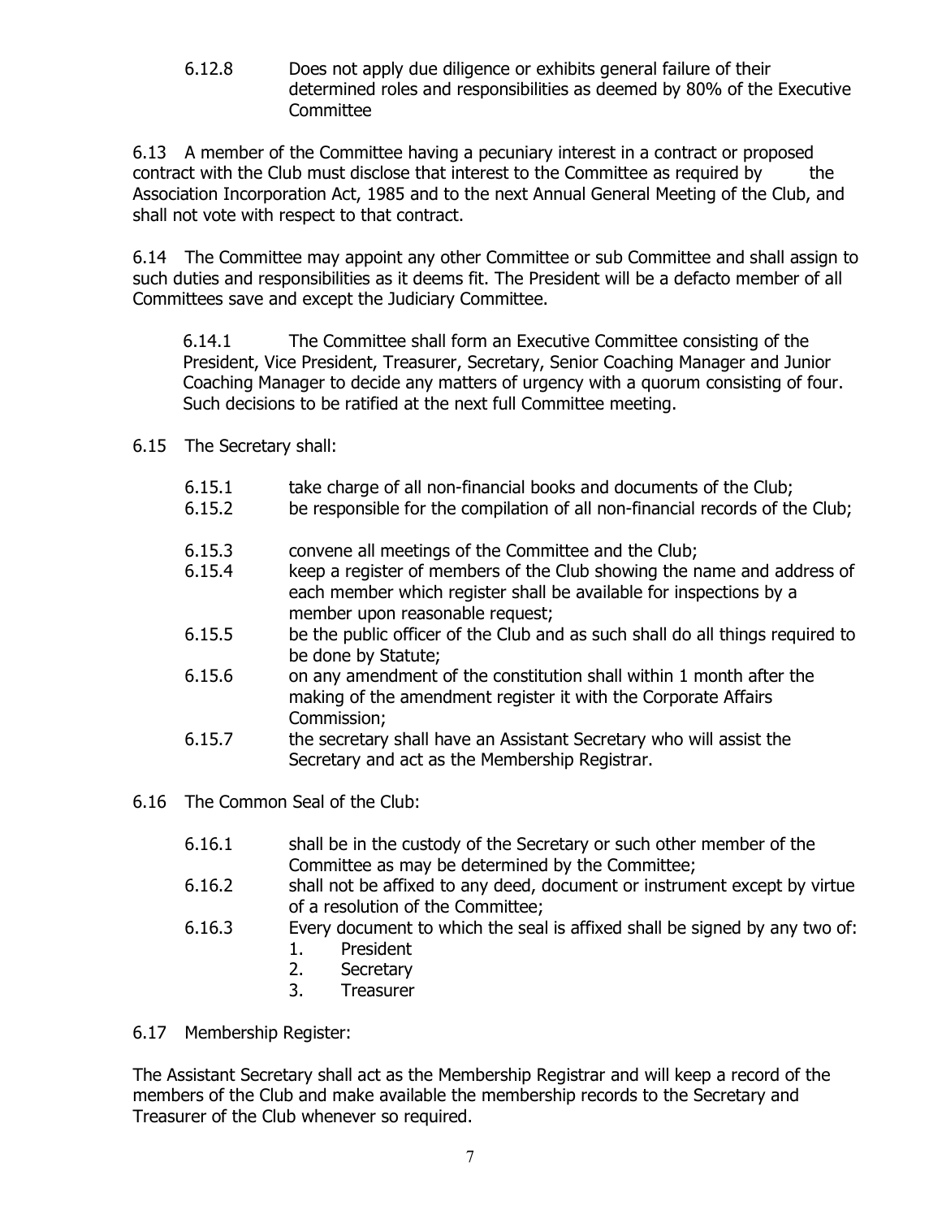6.12.8 Does not apply due diligence or exhibits general failure of their determined roles and responsibilities as deemed by 80% of the Executive Committee

6.13 A member of the Committee having a pecuniary interest in a contract or proposed contract with the Club must disclose that interest to the Committee as required by the Association Incorporation Act, 1985 and to the next Annual General Meeting of the Club, and shall not vote with respect to that contract.

6.14 The Committee may appoint any other Committee or sub Committee and shall assign to such duties and responsibilities as it deems fit. The President will be a defacto member of all Committees save and except the Judiciary Committee.

6.14.1 The Committee shall form an Executive Committee consisting of the President, Vice President, Treasurer, Secretary, Senior Coaching Manager and Junior Coaching Manager to decide any matters of urgency with a quorum consisting of four. Such decisions to be ratified at the next full Committee meeting.

6.15 The Secretary shall:

6.15.1 take charge of all non-financial books and documents of the Club;

6.15.2 be responsible for the compilation of all non-financial records of the Club;

6.15.3 convene all meetings of the Committee and the Club;

6.15.4 keep a register of members of the Club showing the name and address of each member which register shall be available for inspections by a member upon reasonable request;

6.15.5 be the public officer of the Club and as such shall do all things required to be done by Statute;

6.15.6 on any amendment of the constitution shall within 1 month after the making of the amendment register it with the Corporate Affairs Commission;

6.15.7 the secretary shall have an Assistant Secretary who will assist the Secretary and act as the Membership Registrar.

6.16 The Common Seal of the Club:

6.16.1 shall be in the custody of the Secretary or such other member of the Committee as may be determined by the Committee;

6.16.2 shall not be affixed to any deed, document or instrument except by virtue of a resolution of the Committee;

6.16.3 Every document to which the seal is affixed shall be signed by any two of:

1. President
2. Secretary
3. Treasurer

6.17 Membership Register:

The Assistant Secretary shall act as the Membership Registrar and will keep a record of the members of the Club and make available the membership records to the Secretary and Treasurer of the Club whenever so required.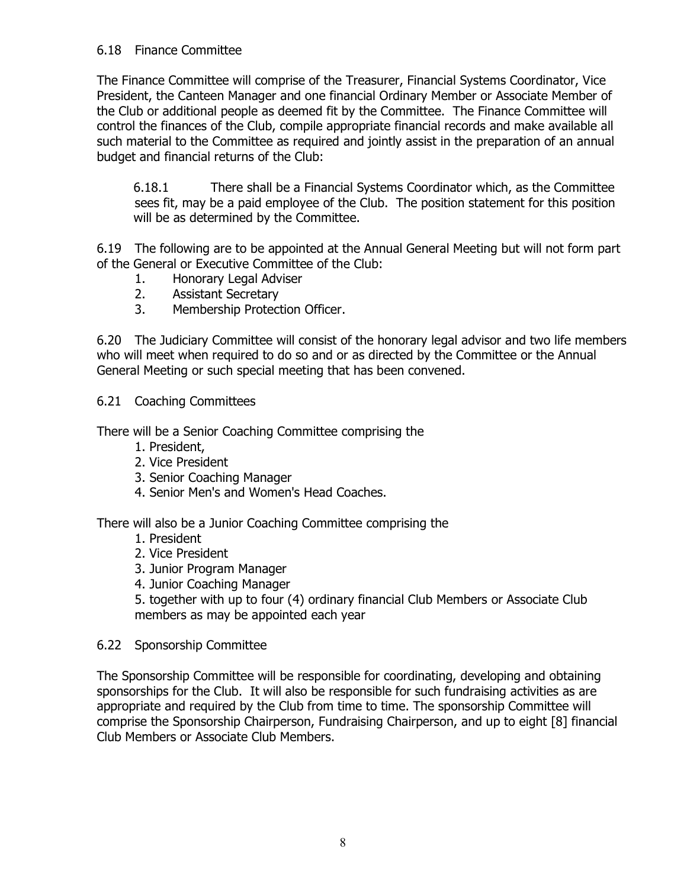6.18 Finance Committee

The Finance Committee will comprise of the Treasurer, Financial Systems Coordinator, Vice President, the Canteen Manager and one financial Ordinary Member or Associate Member of the Club or additional people as deemed fit by the Committee. The Finance Committee will control the finances of the Club, compile appropriate financial records and make available all such material to the Committee as required and jointly assist in the preparation of an annual budget and financial returns of the Club:

> 6.18.1 There shall be a Financial Systems Coordinator which, as the Committee sees fit, may be a paid employee of the Club. The position statement for this position will be as determined by the Committee.

6.19 The following are to be appointed at the Annual General Meeting but will not form part of the General or Executive Committee of the Club:

1. Honorary Legal Adviser
2. Assistant Secretary
3. Membership Protection Officer.

6.20 The Judiciary Committee will consist of the honorary legal advisor and two life members who will meet when required to do so and or as directed by the Committee or the Annual General Meeting or such special meeting that has been convened.

6.21 Coaching Committees

There will be a Senior Coaching Committee comprising the

1. President,
2. Vice President
3. Senior Coaching Manager
4. Senior Men's and Women's Head Coaches.

There will also be a Junior Coaching Committee comprising the

1. President
2. Vice President
3. Junior Program Manager
4. Junior Coaching Manager
5. together with up to four (4) ordinary financial Club Members or Associate Club members as may be appointed each year

6.22 Sponsorship Committee

The Sponsorship Committee will be responsible for coordinating, developing and obtaining sponsorships for the Club. It will also be responsible for such fundraising activities as are appropriate and required by the Club from time to time. The sponsorship Committee will comprise the Sponsorship Chairperson, Fundraising Chairperson, and up to eight [8] financial Club Members or Associate Club Members.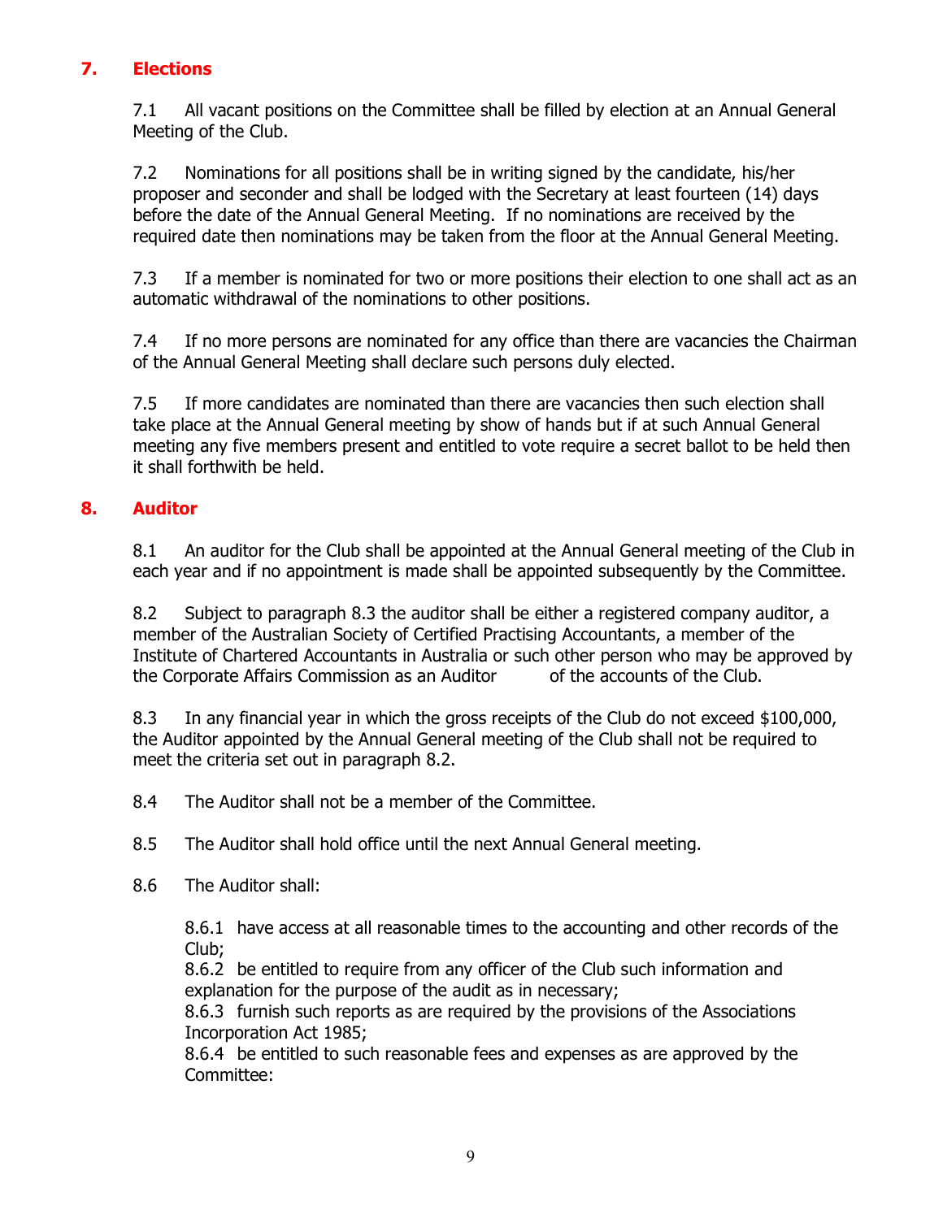## 7. Elections

7.1 All vacant positions on the Committee shall be filled by election at an Annual General Meeting of the Club.

7.2 Nominations for all positions shall be in writing signed by the candidate, his/her proposer and seconder and shall be lodged with the Secretary at least fourteen (14) days before the date of the Annual General Meeting. If no nominations are received by the required date then nominations may be taken from the floor at the Annual General Meeting.

7.3 If a member is nominated for two or more positions their election to one shall act as an automatic withdrawal of the nominations to other positions.

7.4 If no more persons are nominated for any office than there are vacancies the Chairman of the Annual General Meeting shall declare such persons duly elected.

7.5 If more candidates are nominated than there are vacancies then such election shall take place at the Annual General meeting by show of hands but if at such Annual General meeting any five members present and entitled to vote require a secret ballot to be held then it shall forthwith be held.

## 8. Auditor

8.1 An auditor for the Club shall be appointed at the Annual General meeting of the Club in each year and if no appointment is made shall be appointed subsequently by the Committee.

8.2 Subject to paragraph 8.3 the auditor shall be either a registered company auditor, a member of the Australian Society of Certified Practising Accountants, a member of the Institute of Chartered Accountants in Australia or such other person who may be approved by the Corporate Affairs Commission as an Auditor of the accounts of the Club.

8.3 In any financial year in which the gross receipts of the Club do not exceed $100,000, the Auditor appointed by the Annual General meeting of the Club shall not be required to meet the criteria set out in paragraph 8.2.

8.4 The Auditor shall not be a member of the Committee.

8.5 The Auditor shall hold office until the next Annual General meeting.

8.6 The Auditor shall:

8.6.1 have access at all reasonable times to the accounting and other records of the Club;
8.6.2 be entitled to require from any officer of the Club such information and explanation for the purpose of the audit as in necessary;
8.6.3 furnish such reports as are required by the provisions of the Associations Incorporation Act 1985;
8.6.4 be entitled to such reasonable fees and expenses as are approved by the Committee: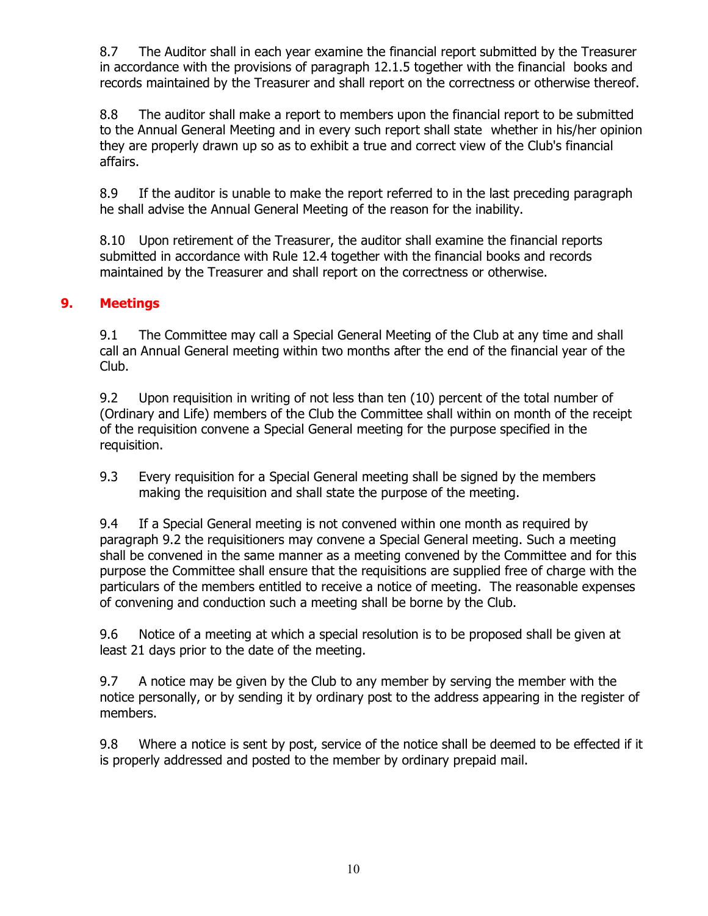8.7 The Auditor shall in each year examine the financial report submitted by the Treasurer in accordance with the provisions of paragraph 12.1.5 together with the financial books and records maintained by the Treasurer and shall report on the correctness or otherwise thereof.

8.8 The auditor shall make a report to members upon the financial report to be submitted to the Annual General Meeting and in every such report shall state whether in his/her opinion they are properly drawn up so as to exhibit a true and correct view of the Club's financial affairs.

8.9 If the auditor is unable to make the report referred to in the last preceding paragraph he shall advise the Annual General Meeting of the reason for the inability.

8.10 Upon retirement of the Treasurer, the auditor shall examine the financial reports submitted in accordance with Rule 12.4 together with the financial books and records maintained by the Treasurer and shall report on the correctness or otherwise.

## 9. Meetings

9.1 The Committee may call a Special General Meeting of the Club at any time and shall call an Annual General meeting within two months after the end of the financial year of the Club.

9.2 Upon requisition in writing of not less than ten (10) percent of the total number of (Ordinary and Life) members of the Club the Committee shall within on month of the receipt of the requisition convene a Special General meeting for the purpose specified in the requisition.

9.3 Every requisition for a Special General meeting shall be signed by the members making the requisition and shall state the purpose of the meeting.

9.4 If a Special General meeting is not convened within one month as required by paragraph 9.2 the requisitioners may convene a Special General meeting. Such a meeting shall be convened in the same manner as a meeting convened by the Committee and for this purpose the Committee shall ensure that the requisitions are supplied free of charge with the particulars of the members entitled to receive a notice of meeting. The reasonable expenses of convening and conduction such a meeting shall be borne by the Club.

9.6 Notice of a meeting at which a special resolution is to be proposed shall be given at least 21 days prior to the date of the meeting.

9.7 A notice may be given by the Club to any member by serving the member with the notice personally, or by sending it by ordinary post to the address appearing in the register of members.

9.8 Where a notice is sent by post, service of the notice shall be deemed to be effected if it is properly addressed and posted to the member by ordinary prepaid mail.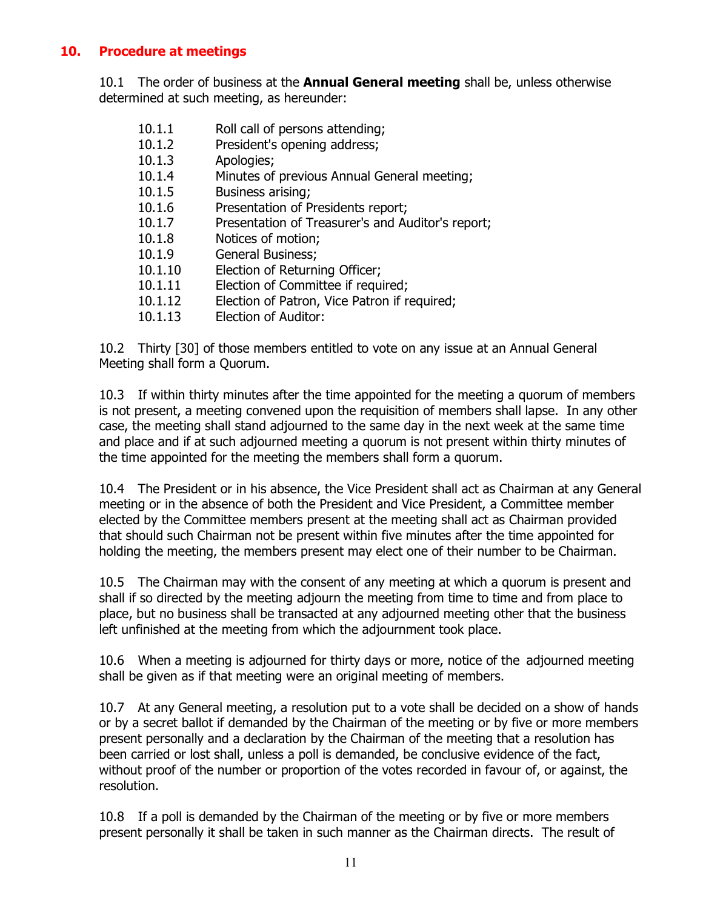## 10. Procedure at meetings

10.1 The order of business at the **Annual General meeting** shall be, unless otherwise determined at such meeting, as hereunder:

- 10.1.1 Roll call of persons attending;
- 10.1.2 President's opening address;
- 10.1.3 Apologies;
- 10.1.4 Minutes of previous Annual General meeting;
- 10.1.5 Business arising;
- 10.1.6 Presentation of Presidents report;
- 10.1.7 Presentation of Treasurer's and Auditor's report;
- 10.1.8 Notices of motion;
- 10.1.9 General Business;
- 10.1.10 Election of Returning Officer;
- 10.1.11 Election of Committee if required;
- 10.1.12 Election of Patron, Vice Patron if required;
- 10.1.13 Election of Auditor:

10.2 Thirty [30] of those members entitled to vote on any issue at an Annual General Meeting shall form a Quorum.

10.3 If within thirty minutes after the time appointed for the meeting a quorum of members is not present, a meeting convened upon the requisition of members shall lapse. In any other case, the meeting shall stand adjourned to the same day in the next week at the same time and place and if at such adjourned meeting a quorum is not present within thirty minutes of the time appointed for the meeting the members shall form a quorum.

10.4 The President or in his absence, the Vice President shall act as Chairman at any General meeting or in the absence of both the President and Vice President, a Committee member elected by the Committee members present at the meeting shall act as Chairman provided that should such Chairman not be present within five minutes after the time appointed for holding the meeting, the members present may elect one of their number to be Chairman.

10.5 The Chairman may with the consent of any meeting at which a quorum is present and shall if so directed by the meeting adjourn the meeting from time to time and from place to place, but no business shall be transacted at any adjourned meeting other that the business left unfinished at the meeting from which the adjournment took place.

10.6 When a meeting is adjourned for thirty days or more, notice of the adjourned meeting shall be given as if that meeting were an original meeting of members.

10.7 At any General meeting, a resolution put to a vote shall be decided on a show of hands or by a secret ballot if demanded by the Chairman of the meeting or by five or more members present personally and a declaration by the Chairman of the meeting that a resolution has been carried or lost shall, unless a poll is demanded, be conclusive evidence of the fact, without proof of the number or proportion of the votes recorded in favour of, or against, the resolution.

10.8 If a poll is demanded by the Chairman of the meeting or by five or more members present personally it shall be taken in such manner as the Chairman directs. The result of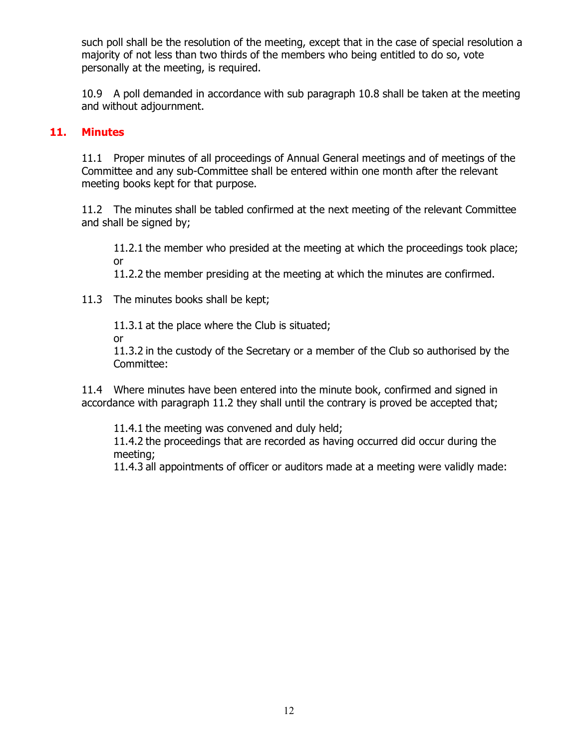such poll shall be the resolution of the meeting, except that in the case of special resolution a majority of not less than two thirds of the members who being entitled to do so, vote personally at the meeting, is required.

10.9 A poll demanded in accordance with sub paragraph 10.8 shall be taken at the meeting and without adjournment.

## 11. Minutes

11.1 Proper minutes of all proceedings of Annual General meetings and of meetings of the Committee and any sub-Committee shall be entered within one month after the relevant meeting books kept for that purpose.

11.2 The minutes shall be tabled confirmed at the next meeting of the relevant Committee and shall be signed by;

11.2.1 the member who presided at the meeting at which the proceedings took place; or

11.2.2 the member presiding at the meeting at which the minutes are confirmed.

11.3 The minutes books shall be kept;

11.3.1 at the place where the Club is situated;

or

11.3.2 in the custody of the Secretary or a member of the Club so authorised by the Committee:

11.4 Where minutes have been entered into the minute book, confirmed and signed in accordance with paragraph 11.2 they shall until the contrary is proved be accepted that;

11.4.1 the meeting was convened and duly held;

11.4.2 the proceedings that are recorded as having occurred did occur during the meeting;

11.4.3 all appointments of officer or auditors made at a meeting were validly made: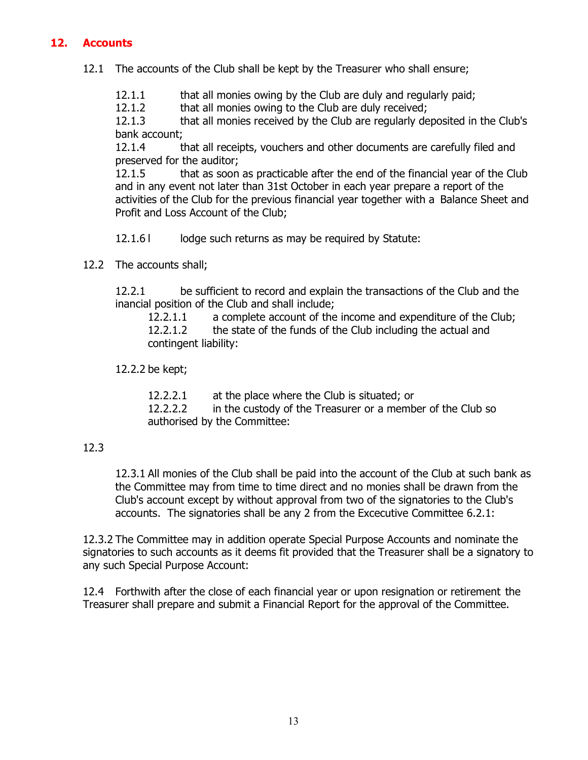## 12. Accounts

12.1 The accounts of the Club shall be kept by the Treasurer who shall ensure;

12.1.1 that all monies owing by the Club are duly and regularly paid;
12.1.2 that all monies owing to the Club are duly received;
12.1.3 that all monies received by the Club are regularly deposited in the Club's bank account;
12.1.4 that all receipts, vouchers and other documents are carefully filed and preserved for the auditor;
12.1.5 that as soon as practicable after the end of the financial year of the Club and in any event not later than 31st October in each year prepare a report of the activities of the Club for the previous financial year together with a Balance Sheet and Profit and Loss Account of the Club;

12.1.6 l lodge such returns as may be required by Statute:

12.2 The accounts shall;

12.2.1 be sufficient to record and explain the transactions of the Club and the inancial position of the Club and shall include;
12.2.1.1 a complete account of the income and expenditure of the Club;
12.2.1.2 the state of the funds of the Club including the actual and contingent liability:

12.2.2 be kept;

12.2.2.1 at the place where the Club is situated; or
12.2.2.2 in the custody of the Treasurer or a member of the Club so authorised by the Committee:

12.3

12.3.1 All monies of the Club shall be paid into the account of the Club at such bank as the Committee may from time to time direct and no monies shall be drawn from the Club's account except by without approval from two of the signatories to the Club's accounts. The signatories shall be any 2 from the Excecutive Committee 6.2.1:

12.3.2 The Committee may in addition operate Special Purpose Accounts and nominate the signatories to such accounts as it deems fit provided that the Treasurer shall be a signatory to any such Special Purpose Account:

12.4 Forthwith after the close of each financial year or upon resignation or retirement the Treasurer shall prepare and submit a Financial Report for the approval of the Committee.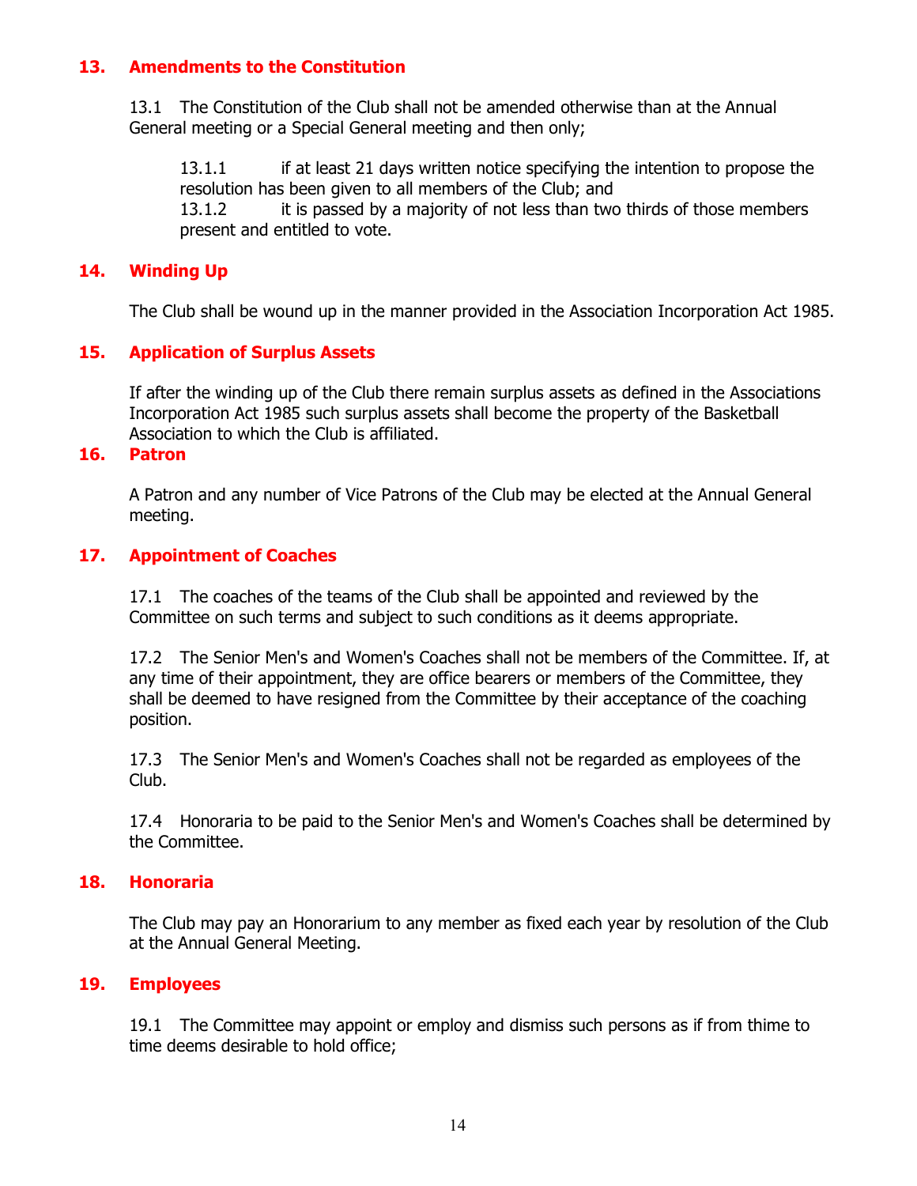## 13. Amendments to the Constitution

13.1 The Constitution of the Club shall not be amended otherwise than at the Annual General meeting or a Special General meeting and then only;

13.1.1 if at least 21 days written notice specifying the intention to propose the resolution has been given to all members of the Club; and
13.1.2 it is passed by a majority of not less than two thirds of those members present and entitled to vote.

## 14. Winding Up

The Club shall be wound up in the manner provided in the Association Incorporation Act 1985.

## 15. Application of Surplus Assets

If after the winding up of the Club there remain surplus assets as defined in the Associations Incorporation Act 1985 such surplus assets shall become the property of the Basketball Association to which the Club is affiliated.

## 16. Patron

A Patron and any number of Vice Patrons of the Club may be elected at the Annual General meeting.

## 17. Appointment of Coaches

17.1 The coaches of the teams of the Club shall be appointed and reviewed by the Committee on such terms and subject to such conditions as it deems appropriate.

17.2 The Senior Men's and Women's Coaches shall not be members of the Committee. If, at any time of their appointment, they are office bearers or members of the Committee, they shall be deemed to have resigned from the Committee by their acceptance of the coaching position.

17.3 The Senior Men's and Women's Coaches shall not be regarded as employees of the Club.

17.4 Honoraria to be paid to the Senior Men's and Women's Coaches shall be determined by the Committee.

## 18. Honoraria

The Club may pay an Honorarium to any member as fixed each year by resolution of the Club at the Annual General Meeting.

## 19. Employees

19.1 The Committee may appoint or employ and dismiss such persons as if from thime to time deems desirable to hold office;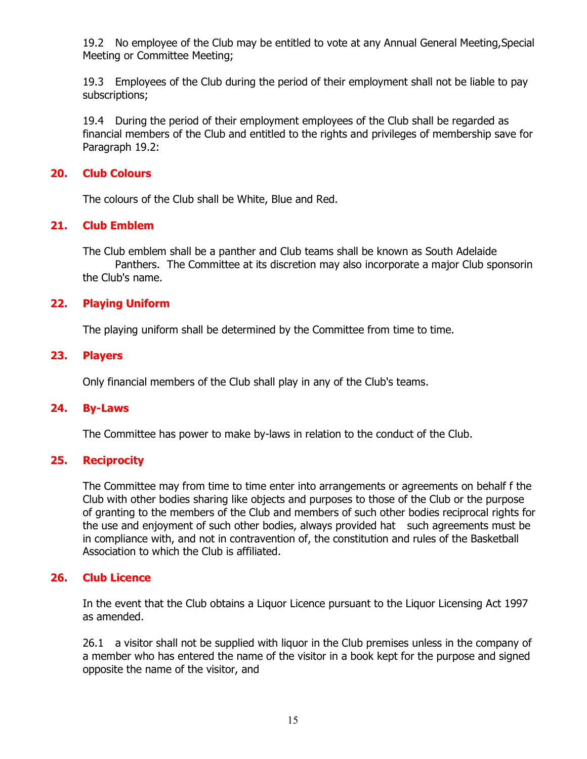19.2 No employee of the Club may be entitled to vote at any Annual General Meeting,Special Meeting or Committee Meeting;

19.3 Employees of the Club during the period of their employment shall not be liable to pay subscriptions;

19.4 During the period of their employment employees of the Club shall be regarded as financial members of the Club and entitled to the rights and privileges of membership save for Paragraph 19.2:

## 20. Club Colours

The colours of the Club shall be White, Blue and Red.

## 21. Club Emblem

The Club emblem shall be a panther and Club teams shall be known as South Adelaide Panthers. The Committee at its discretion may also incorporate a major Club sponsorin the Club's name.

## 22. Playing Uniform

The playing uniform shall be determined by the Committee from time to time.

## 23. Players

Only financial members of the Club shall play in any of the Club's teams.

## 24. By-Laws

The Committee has power to make by-laws in relation to the conduct of the Club.

## 25. Reciprocity

The Committee may from time to time enter into arrangements or agreements on behalf f the Club with other bodies sharing like objects and purposes to those of the Club or the purpose of granting to the members of the Club and members of such other bodies reciprocal rights for the use and enjoyment of such other bodies, always provided hat such agreements must be in compliance with, and not in contravention of, the constitution and rules of the Basketball Association to which the Club is affiliated.

## 26. Club Licence

In the event that the Club obtains a Liquor Licence pursuant to the Liquor Licensing Act 1997 as amended.

26.1 a visitor shall not be supplied with liquor in the Club premises unless in the company of a member who has entered the name of the visitor in a book kept for the purpose and signed opposite the name of the visitor, and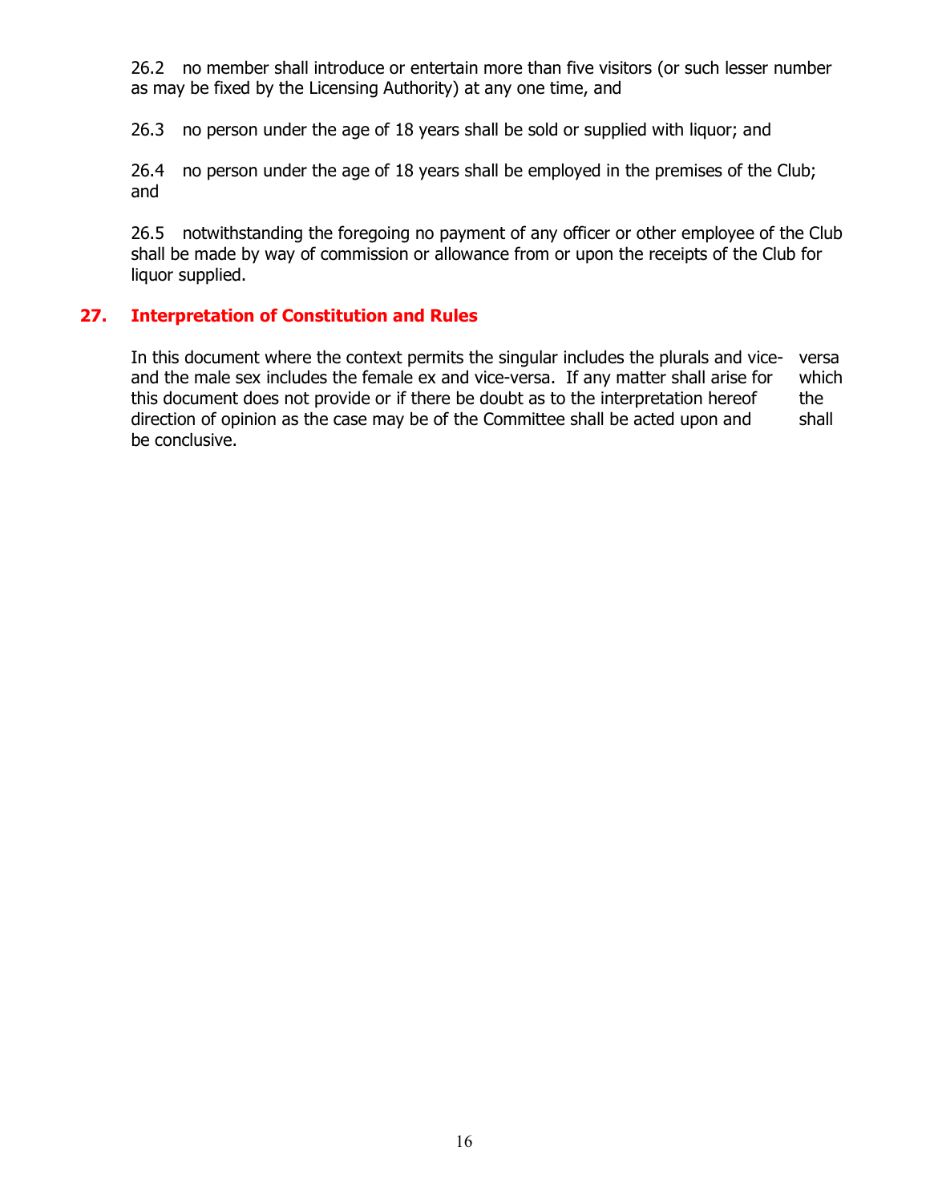26.2 no member shall introduce or entertain more than five visitors (or such lesser number as may be fixed by the Licensing Authority) at any one time, and

26.3 no person under the age of 18 years shall be sold or supplied with liquor; and

26.4 no person under the age of 18 years shall be employed in the premises of the Club; and

26.5 notwithstanding the foregoing no payment of any officer or other employee of the Club shall be made by way of commission or allowance from or upon the receipts of the Club for liquor supplied.

## 27. Interpretation of Constitution and Rules

In this document where the context permits the singular includes the plurals and vice-versa and the male sex includes the female ex and vice-versa. If any matter shall arise for which this document does not provide or if there be doubt as to the interpretation hereof the direction of opinion as the case may be of the Committee shall be acted upon and shall be conclusive.